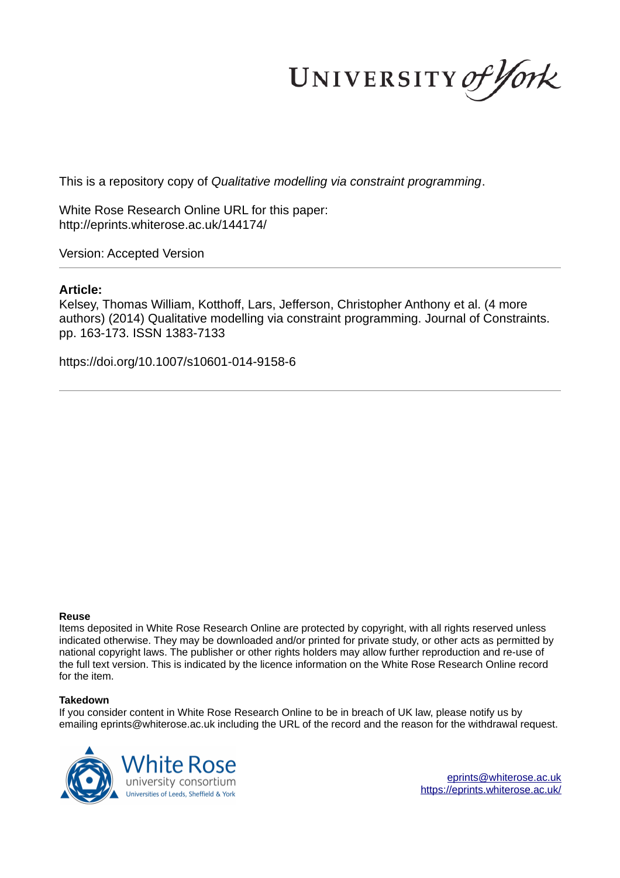UNIVERSITY *of York*

This is a repository copy of *Qualitative modelling via constraint programming*.

White Rose Research Online URL for this paper:
http://eprints.whiterose.ac.uk/144174/

Version: Accepted Version

---

**Article:**

Kelsey, Thomas William, Kotthoff, Lars, Jefferson, Christopher Anthony et al. (4 more authors) (2014) Qualitative modelling via constraint programming. Journal of Constraints. pp. 163-173. ISSN 1383-7133

https://doi.org/10.1007/s10601-014-9158-6

---

**Reuse**

Items deposited in White Rose Research Online are protected by copyright, with all rights reserved unless indicated otherwise. They may be downloaded and/or printed for private study, or other acts as permitted by national copyright laws. The publisher or other rights holders may allow further reproduction and re-use of the full text version. This is indicated by the licence information on the White Rose Research Online record for the item.

**Takedown**

If you consider content in White Rose Research Online to be in breach of UK law, please notify us by emailing eprints@whiterose.ac.uk including the URL of the record and the reason for the withdrawal request.

White Rose university consortium
Universities of Leeds, Sheffield & York

eprints@whiterose.ac.uk
https://eprints.whiterose.ac.uk/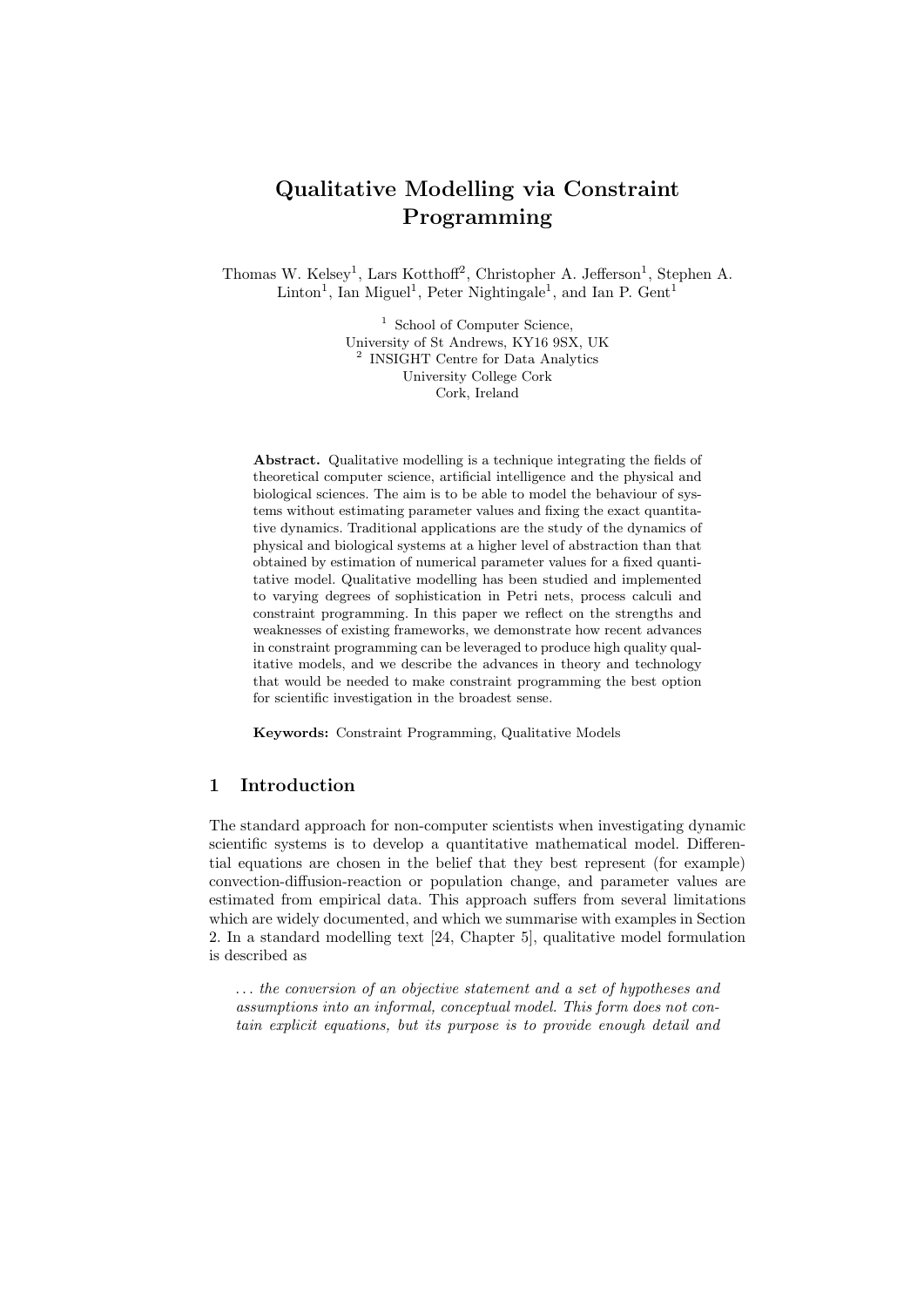# Qualitative Modelling via Constraint Programming

Thomas W. Kelsey[1], Lars Kotthoff[2], Christopher A. Jefferson[1], Stephen A. Linton[1], Ian Miguel[1], Peter Nightingale[1], and Ian P. Gent[1]

[1] School of Computer Science,
University of St Andrews, KY16 9SX, UK
[2] INSIGHT Centre for Data Analytics
University College Cork
Cork, Ireland

**Abstract.** Qualitative modelling is a technique integrating the fields of theoretical computer science, artificial intelligence and the physical and biological sciences. The aim is to be able to model the behaviour of systems without estimating parameter values and fixing the exact quantitative dynamics. Traditional applications are the study of the dynamics of physical and biological systems at a higher level of abstraction than that obtained by estimation of numerical parameter values for a fixed quantitative model. Qualitative modelling has been studied and implemented to varying degrees of sophistication in Petri nets, process calculi and constraint programming. In this paper we reflect on the strengths and weaknesses of existing frameworks, we demonstrate how recent advances in constraint programming can be leveraged to produce high quality qualitative models, and we describe the advances in theory and technology that would be needed to make constraint programming the best option for scientific investigation in the broadest sense.

**Keywords:** Constraint Programming, Qualitative Models

## 1 Introduction

The standard approach for non-computer scientists when investigating dynamic scientific systems is to develop a quantitative mathematical model. Differential equations are chosen in the belief that they best represent (for example) convection-diffusion-reaction or population change, and parameter values are estimated from empirical data. This approach suffers from several limitations which are widely documented, and which we summarise with examples in Section 2. In a standard modelling text [24, Chapter 5], qualitative model formulation is described as

> *... the conversion of an objective statement and a set of hypotheses and assumptions into an informal, conceptual model. This form does not contain explicit equations, but its purpose is to provide enough detail and*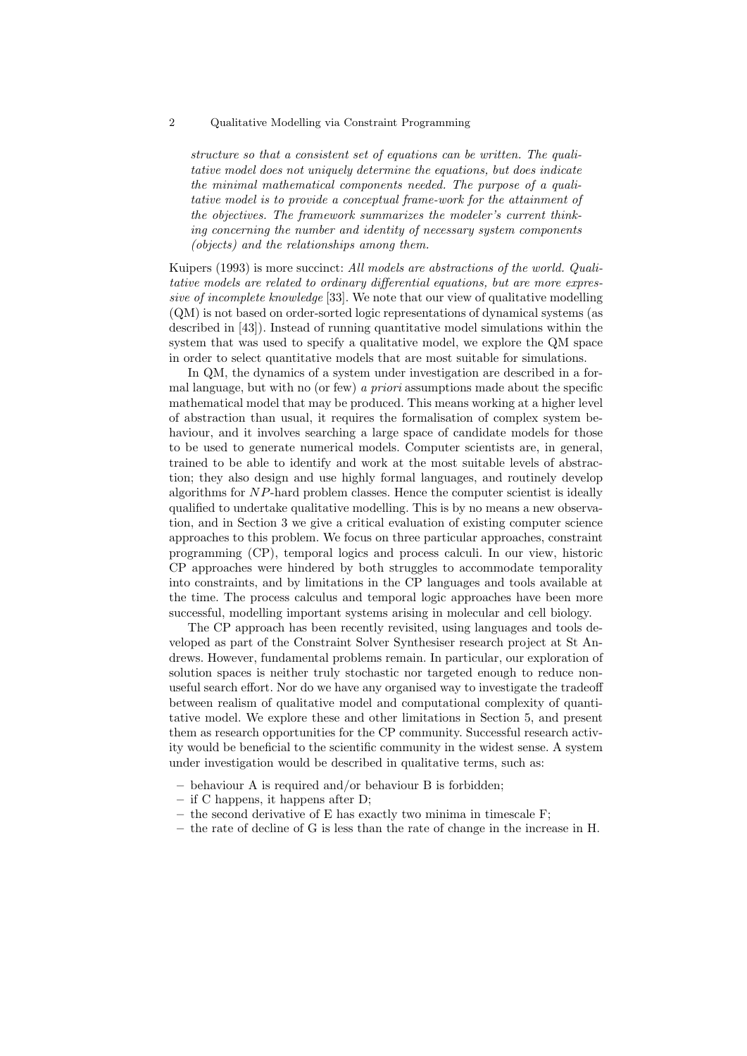*structure so that a consistent set of equations can be written. The qualitative model does not uniquely determine the equations, but does indicate the minimal mathematical components needed. The purpose of a qualitative model is to provide a conceptual frame-work for the attainment of the objectives. The framework summarizes the modeler's current thinking concerning the number and identity of necessary system components (objects) and the relationships among them.*

Kuipers (1993) is more succinct: *All models are abstractions of the world. Qualitative models are related to ordinary differential equations, but are more expressive of incomplete knowledge* [33]. We note that our view of qualitative modelling (QM) is not based on order-sorted logic representations of dynamical systems (as described in [43]). Instead of running quantitative model simulations within the system that was used to specify a qualitative model, we explore the QM space in order to select quantitative models that are most suitable for simulations.

In QM, the dynamics of a system under investigation are described in a formal language, but with no (or few) *a priori* assumptions made about the specific mathematical model that may be produced. This means working at a higher level of abstraction than usual, it requires the formalisation of complex system behaviour, and it involves searching a large space of candidate models for those to be used to generate numerical models. Computer scientists are, in general, trained to be able to identify and work at the most suitable levels of abstraction; they also design and use highly formal languages, and routinely develop algorithms for $NP$-hard problem classes. Hence the computer scientist is ideally qualified to undertake qualitative modelling. This is by no means a new observation, and in Section 3 we give a critical evaluation of existing computer science approaches to this problem. We focus on three particular approaches, constraint programming (CP), temporal logics and process calculi. In our view, historic CP approaches were hindered by both struggles to accommodate temporality into constraints, and by limitations in the CP languages and tools available at the time. The process calculus and temporal logic approaches have been more successful, modelling important systems arising in molecular and cell biology.

The CP approach has been recently revisited, using languages and tools developed as part of the Constraint Solver Synthesiser research project at St Andrews. However, fundamental problems remain. In particular, our exploration of solution spaces is neither truly stochastic nor targeted enough to reduce nonuseful search effort. Nor do we have any organised way to investigate the tradeoff between realism of qualitative model and computational complexity of quantitative model. We explore these and other limitations in Section 5, and present them as research opportunities for the CP community. Successful research activity would be beneficial to the scientific community in the widest sense. A system under investigation would be described in qualitative terms, such as:

- behaviour A is required and/or behaviour B is forbidden;
- if C happens, it happens after D;
- the second derivative of E has exactly two minima in timescale F;
- the rate of decline of G is less than the rate of change in the increase in H.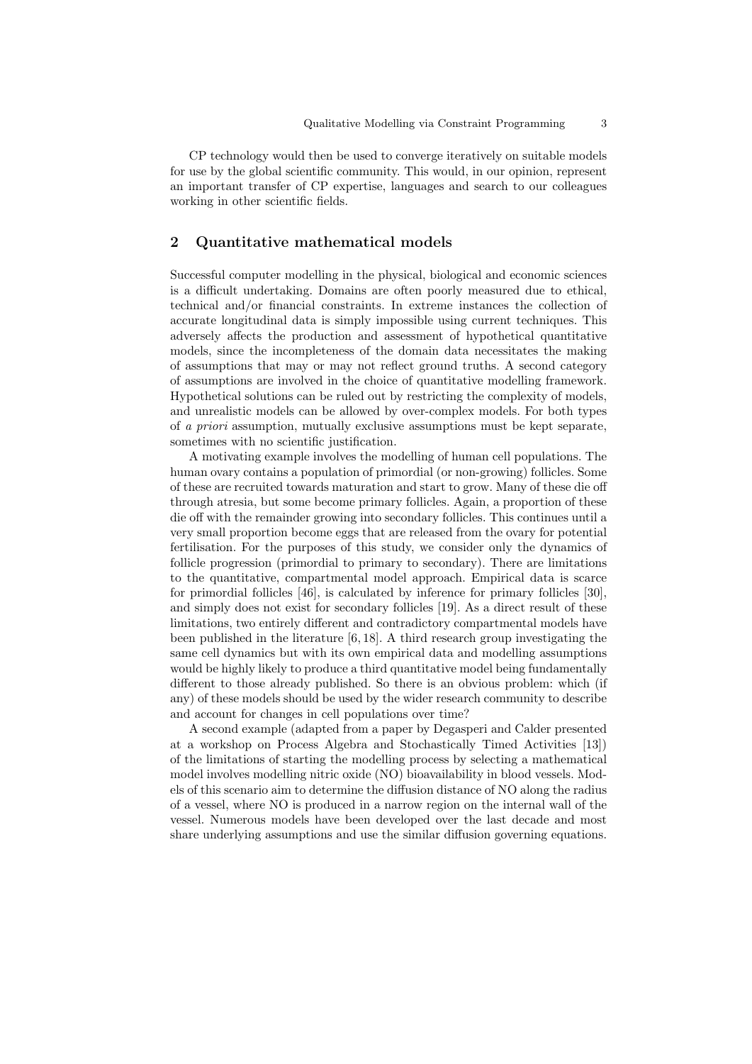CP technology would then be used to converge iteratively on suitable models for use by the global scientific community. This would, in our opinion, represent an important transfer of CP expertise, languages and search to our colleagues working in other scientific fields.

## 2 Quantitative mathematical models

Successful computer modelling in the physical, biological and economic sciences is a difficult undertaking. Domains are often poorly measured due to ethical, technical and/or financial constraints. In extreme instances the collection of accurate longitudinal data is simply impossible using current techniques. This adversely affects the production and assessment of hypothetical quantitative models, since the incompleteness of the domain data necessitates the making of assumptions that may or may not reflect ground truths. A second category of assumptions are involved in the choice of quantitative modelling framework. Hypothetical solutions can be ruled out by restricting the complexity of models, and unrealistic models can be allowed by over-complex models. For both types of *a priori* assumption, mutually exclusive assumptions must be kept separate, sometimes with no scientific justification.

A motivating example involves the modelling of human cell populations. The human ovary contains a population of primordial (or non-growing) follicles. Some of these are recruited towards maturation and start to grow. Many of these die off through atresia, but some become primary follicles. Again, a proportion of these die off with the remainder growing into secondary follicles. This continues until a very small proportion become eggs that are released from the ovary for potential fertilisation. For the purposes of this study, we consider only the dynamics of follicle progression (primordial to primary to secondary). There are limitations to the quantitative, compartmental model approach. Empirical data is scarce for primordial follicles [46], is calculated by inference for primary follicles [30], and simply does not exist for secondary follicles [19]. As a direct result of these limitations, two entirely different and contradictory compartmental models have been published in the literature [6, 18]. A third research group investigating the same cell dynamics but with its own empirical data and modelling assumptions would be highly likely to produce a third quantitative model being fundamentally different to those already published. So there is an obvious problem: which (if any) of these models should be used by the wider research community to describe and account for changes in cell populations over time?

A second example (adapted from a paper by Degasperi and Calder presented at a workshop on Process Algebra and Stochastically Timed Activities [13]) of the limitations of starting the modelling process by selecting a mathematical model involves modelling nitric oxide (NO) bioavailability in blood vessels. Models of this scenario aim to determine the diffusion distance of NO along the radius of a vessel, where NO is produced in a narrow region on the internal wall of the vessel. Numerous models have been developed over the last decade and most share underlying assumptions and use the similar diffusion governing equations.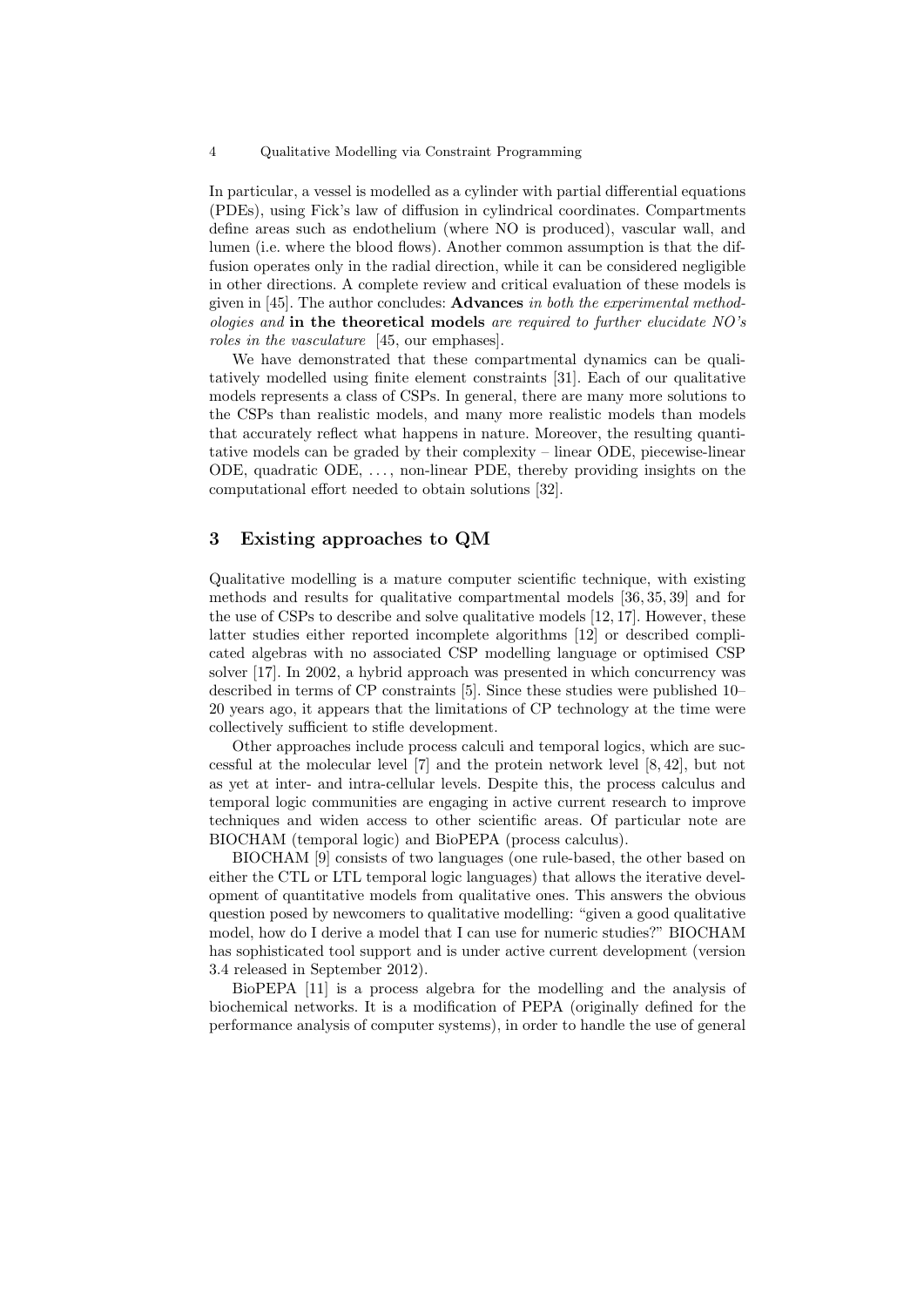In particular, a vessel is modelled as a cylinder with partial differential equations (PDEs), using Fick's law of diffusion in cylindrical coordinates. Compartments define areas such as endothelium (where NO is produced), vascular wall, and lumen (i.e. where the blood flows). Another common assumption is that the diffusion operates only in the radial direction, while it can be considered negligible in other directions. A complete review and critical evaluation of these models is given in [45]. The author concludes: ***Advances** in both the experimental methodologies and* **in the theoretical models** *are required to further elucidate NO's roles in the vasculature* [45, our emphases].

We have demonstrated that these compartmental dynamics can be qualitatively modelled using finite element constraints [31]. Each of our qualitative models represents a class of CSPs. In general, there are many more solutions to the CSPs than realistic models, and many more realistic models than models that accurately reflect what happens in nature. Moreover, the resulting quantitative models can be graded by their complexity – linear ODE, piecewise-linear ODE, quadratic ODE, ..., non-linear PDE, thereby providing insights on the computational effort needed to obtain solutions [32].

## 3 Existing approaches to QM

Qualitative modelling is a mature computer scientific technique, with existing methods and results for qualitative compartmental models [36, 35, 39] and for the use of CSPs to describe and solve qualitative models [12, 17]. However, these latter studies either reported incomplete algorithms [12] or described complicated algebras with no associated CSP modelling language or optimised CSP solver [17]. In 2002, a hybrid approach was presented in which concurrency was described in terms of CP constraints [5]. Since these studies were published 10–20 years ago, it appears that the limitations of CP technology at the time were collectively sufficient to stifle development.

Other approaches include process calculi and temporal logics, which are successful at the molecular level [7] and the protein network level [8, 42], but not as yet at inter- and intra-cellular levels. Despite this, the process calculus and temporal logic communities are engaging in active current research to improve techniques and widen access to other scientific areas. Of particular note are BIOCHAM (temporal logic) and BioPEPA (process calculus).

BIOCHAM [9] consists of two languages (one rule-based, the other based on either the CTL or LTL temporal logic languages) that allows the iterative development of quantitative models from qualitative ones. This answers the obvious question posed by newcomers to qualitative modelling: "given a good qualitative model, how do I derive a model that I can use for numeric studies?" BIOCHAM has sophisticated tool support and is under active current development (version 3.4 released in September 2012).

BioPEPA [11] is a process algebra for the modelling and the analysis of biochemical networks. It is a modification of PEPA (originally defined for the performance analysis of computer systems), in order to handle the use of general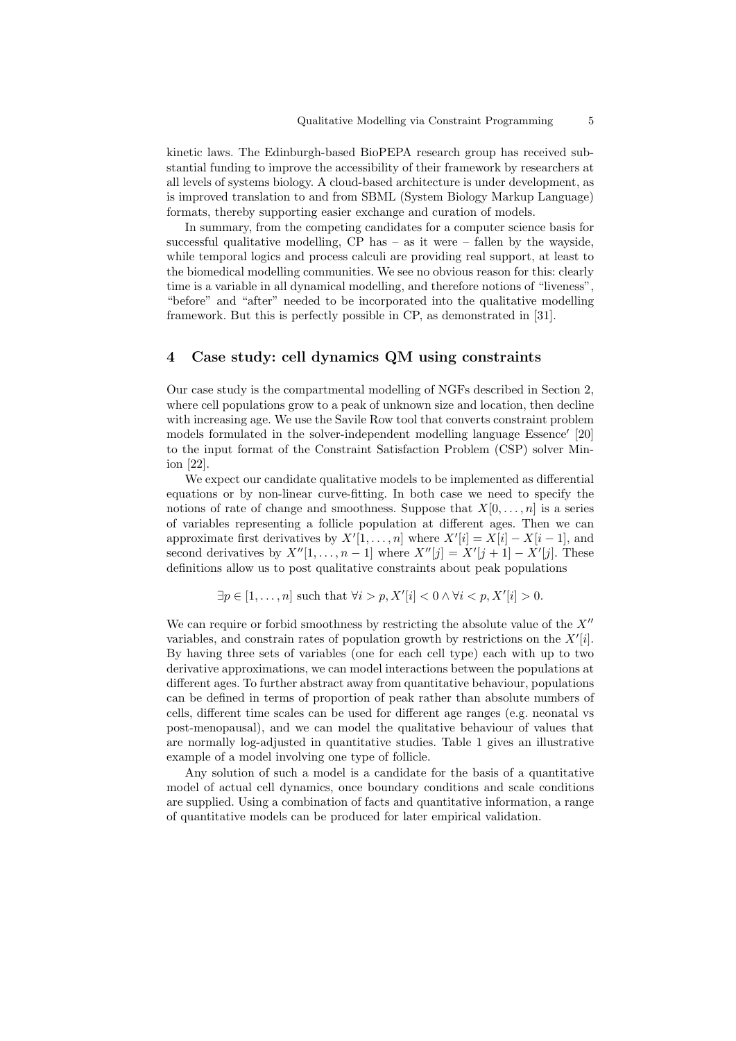kinetic laws. The Edinburgh-based BioPEPA research group has received substantial funding to improve the accessibility of their framework by researchers at all levels of systems biology. A cloud-based architecture is under development, as is improved translation to and from SBML (System Biology Markup Language) formats, thereby supporting easier exchange and curation of models.

In summary, from the competing candidates for a computer science basis for successful qualitative modelling, CP has – as it were – fallen by the wayside, while temporal logics and process calculi are providing real support, at least to the biomedical modelling communities. We see no obvious reason for this: clearly time is a variable in all dynamical modelling, and therefore notions of "liveness", "before" and "after" needed to be incorporated into the qualitative modelling framework. But this is perfectly possible in CP, as demonstrated in [31].

## 4 Case study: cell dynamics QM using constraints

Our case study is the compartmental modelling of NGFs described in Section 2, where cell populations grow to a peak of unknown size and location, then decline with increasing age. We use the Savile Row tool that converts constraint problem models formulated in the solver-independent modelling language Essence′ [20] to the input format of the Constraint Satisfaction Problem (CSP) solver Minion [22].

We expect our candidate qualitative models to be implemented as differential equations or by non-linear curve-fitting. In both case we need to specify the notions of rate of change and smoothness. Suppose that $X[0, \ldots, n]$ is a series of variables representing a follicle population at different ages. Then we can approximate first derivatives by $X'[1, \ldots, n]$ where $X'[i] = X[i] - X[i-1]$, and second derivatives by $X''[1, \ldots, n-1]$ where $X''[j] = X'[j+1] - X'[j]$. These definitions allow us to post qualitative constraints about peak populations

$$\exists p \in [1, \ldots, n] \text{ such that } \forall i > p, X'[i] < 0 \wedge \forall i < p, X'[i] > 0.$$

We can require or forbid smoothness by restricting the absolute value of the $X''$ variables, and constrain rates of population growth by restrictions on the $X'[i]$. By having three sets of variables (one for each cell type) each with up to two derivative approximations, we can model interactions between the populations at different ages. To further abstract away from quantitative behaviour, populations can be defined in terms of proportion of peak rather than absolute numbers of cells, different time scales can be used for different age ranges (e.g. neonatal vs post-menopausal), and we can model the qualitative behaviour of values that are normally log-adjusted in quantitative studies. Table 1 gives an illustrative example of a model involving one type of follicle.

Any solution of such a model is a candidate for the basis of a quantitative model of actual cell dynamics, once boundary conditions and scale conditions are supplied. Using a combination of facts and quantitative information, a range of quantitative models can be produced for later empirical validation.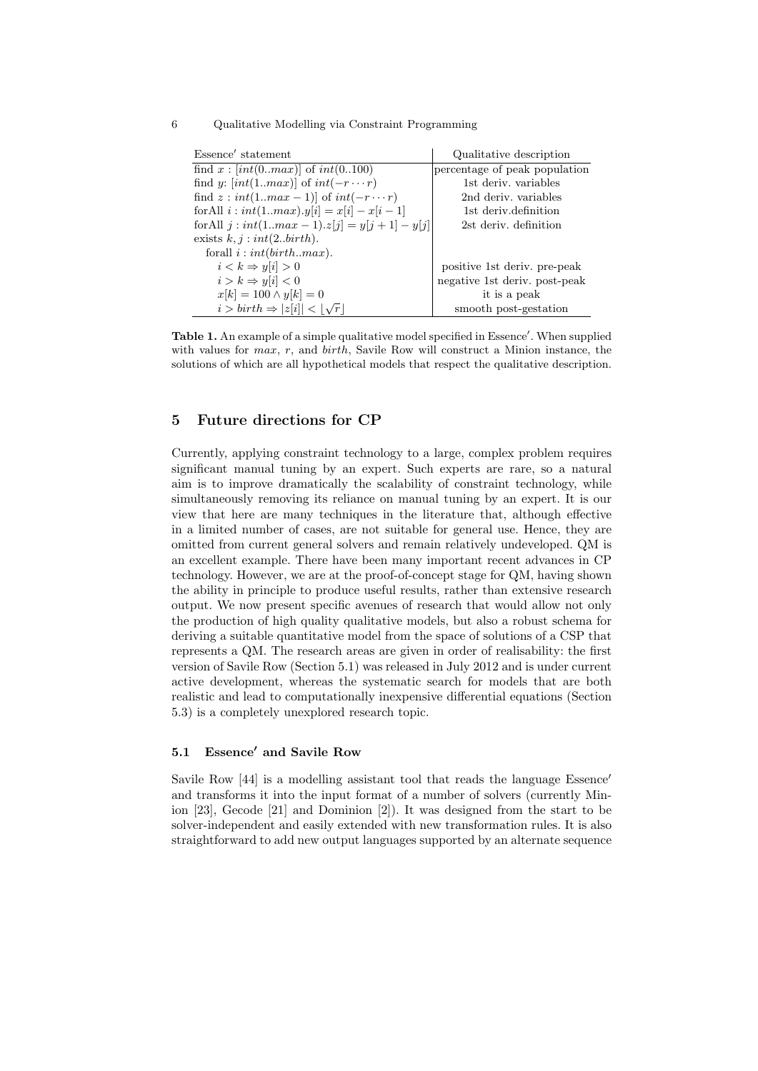| Essence′ statement | Qualitative description |
|---|---|
| find $x$ : $[int(0..max)]$ of $int(0..100)$ | percentage of peak population |
| find $y$: $[int(1..max)]$ of $int(-r \cdots r)$ | 1st deriv. variables |
| find $z$ : $int(1..max-1)]$ of $int(-r \cdots r)$ | 2nd deriv. variables |
| forAll $i : int(1..max).y[i] = x[i] - x[i-1]$ | 1st deriv.definition |
| forAll $j : int(1..max-1).z[j] = y[j+1] - y[j]$ | 2st deriv. definition |
| exists $k, j : int(2..birth)$. | |
| forall $i : int(birth..max)$. | |
| $i < k \Rightarrow y[i] > 0$ | positive 1st deriv. pre-peak |
| $i > k \Rightarrow y[i] < 0$ | negative 1st deriv. post-peak |
| $x[k] = 100 \wedge y[k] = 0$ | it is a peak |
| $i > birth \Rightarrow \lvert z[i] \rvert < \lfloor \sqrt{r} \rfloor$ | smooth post-gestation |

**Table 1.** An example of a simple qualitative model specified in Essence′. When supplied with values for $max$, $r$, and $birth$, Savile Row will construct a Minion instance, the solutions of which are all hypothetical models that respect the qualitative description.

## 5 Future directions for CP

Currently, applying constraint technology to a large, complex problem requires significant manual tuning by an expert. Such experts are rare, so a natural aim is to improve dramatically the scalability of constraint technology, while simultaneously removing its reliance on manual tuning by an expert. It is our view that here are many techniques in the literature that, although effective in a limited number of cases, are not suitable for general use. Hence, they are omitted from current general solvers and remain relatively undeveloped. QM is an excellent example. There have been many important recent advances in CP technology. However, we are at the proof-of-concept stage for QM, having shown the ability in principle to produce useful results, rather than extensive research output. We now present specific avenues of research that would allow not only the production of high quality qualitative models, but also a robust schema for deriving a suitable quantitative model from the space of solutions of a CSP that represents a QM. The research areas are given in order of realisability: the first version of Savile Row (Section 5.1) was released in July 2012 and is under current active development, whereas the systematic search for models that are both realistic and lead to computationally inexpensive differential equations (Section 5.3) is a completely unexplored research topic.

### 5.1 Essence′ and Savile Row

Savile Row [44] is a modelling assistant tool that reads the language Essence′ and transforms it into the input format of a number of solvers (currently Minion [23], Gecode [21] and Dominion [2]). It was designed from the start to be solver-independent and easily extended with new transformation rules. It is also straightforward to add new output languages supported by an alternate sequence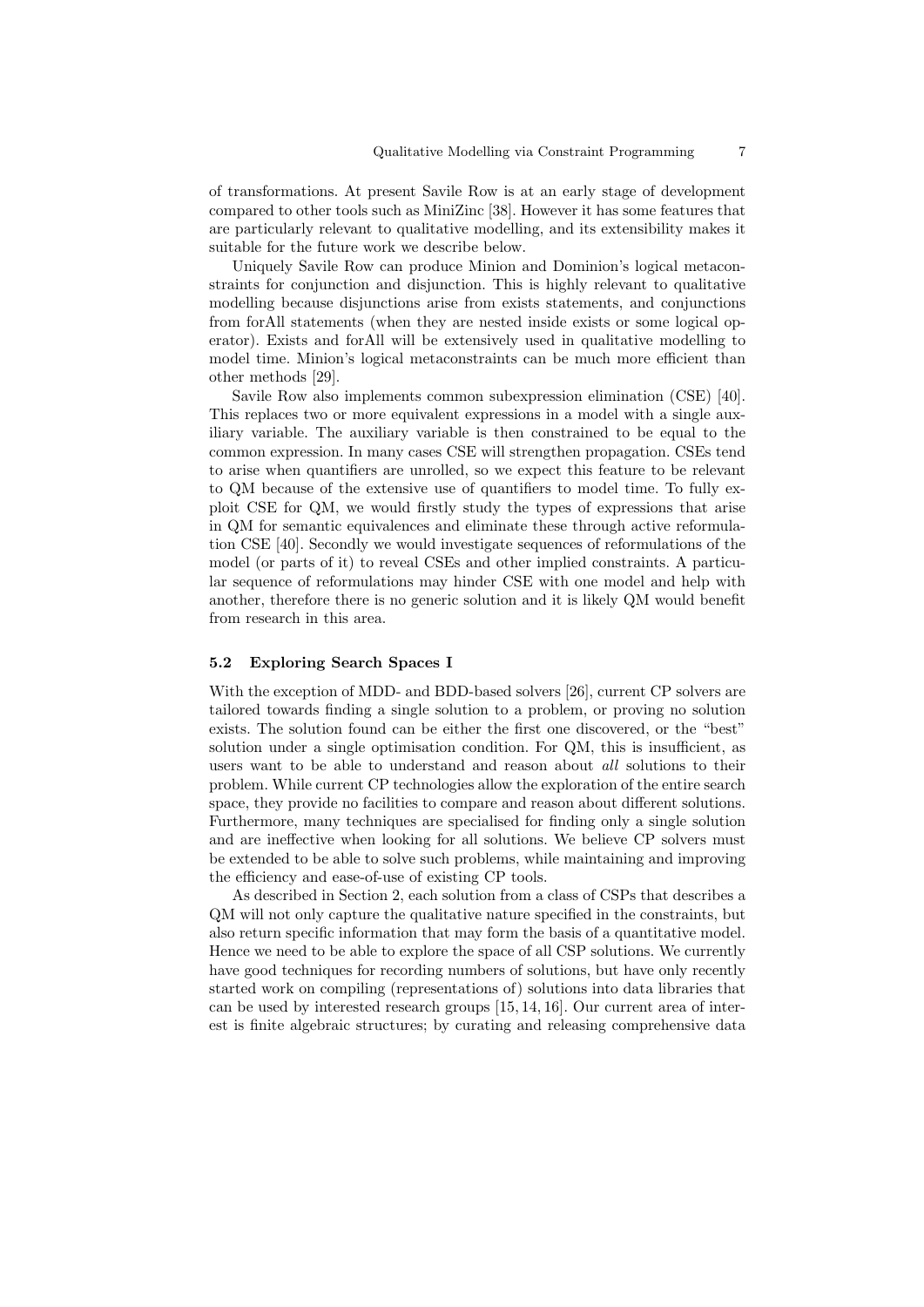of transformations. At present Savile Row is at an early stage of development compared to other tools such as MiniZinc [38]. However it has some features that are particularly relevant to qualitative modelling, and its extensibility makes it suitable for the future work we describe below.

Uniquely Savile Row can produce Minion and Dominion's logical metaconstraints for conjunction and disjunction. This is highly relevant to qualitative modelling because disjunctions arise from exists statements, and conjunctions from forAll statements (when they are nested inside exists or some logical operator). Exists and forAll will be extensively used in qualitative modelling to model time. Minion's logical metaconstraints can be much more efficient than other methods [29].

Savile Row also implements common subexpression elimination (CSE) [40]. This replaces two or more equivalent expressions in a model with a single auxiliary variable. The auxiliary variable is then constrained to be equal to the common expression. In many cases CSE will strengthen propagation. CSEs tend to arise when quantifiers are unrolled, so we expect this feature to be relevant to QM because of the extensive use of quantifiers to model time. To fully exploit CSE for QM, we would firstly study the types of expressions that arise in QM for semantic equivalences and eliminate these through active reformulation CSE [40]. Secondly we would investigate sequences of reformulations of the model (or parts of it) to reveal CSEs and other implied constraints. A particular sequence of reformulations may hinder CSE with one model and help with another, therefore there is no generic solution and it is likely QM would benefit from research in this area.

### 5.2 Exploring Search Spaces I

With the exception of MDD- and BDD-based solvers [26], current CP solvers are tailored towards finding a single solution to a problem, or proving no solution exists. The solution found can be either the first one discovered, or the "best" solution under a single optimisation condition. For QM, this is insufficient, as users want to be able to understand and reason about *all* solutions to their problem. While current CP technologies allow the exploration of the entire search space, they provide no facilities to compare and reason about different solutions. Furthermore, many techniques are specialised for finding only a single solution and are ineffective when looking for all solutions. We believe CP solvers must be extended to be able to solve such problems, while maintaining and improving the efficiency and ease-of-use of existing CP tools.

As described in Section 2, each solution from a class of CSPs that describes a QM will not only capture the qualitative nature specified in the constraints, but also return specific information that may form the basis of a quantitative model. Hence we need to be able to explore the space of all CSP solutions. We currently have good techniques for recording numbers of solutions, but have only recently started work on compiling (representations of) solutions into data libraries that can be used by interested research groups [15, 14, 16]. Our current area of interest is finite algebraic structures; by curating and releasing comprehensive data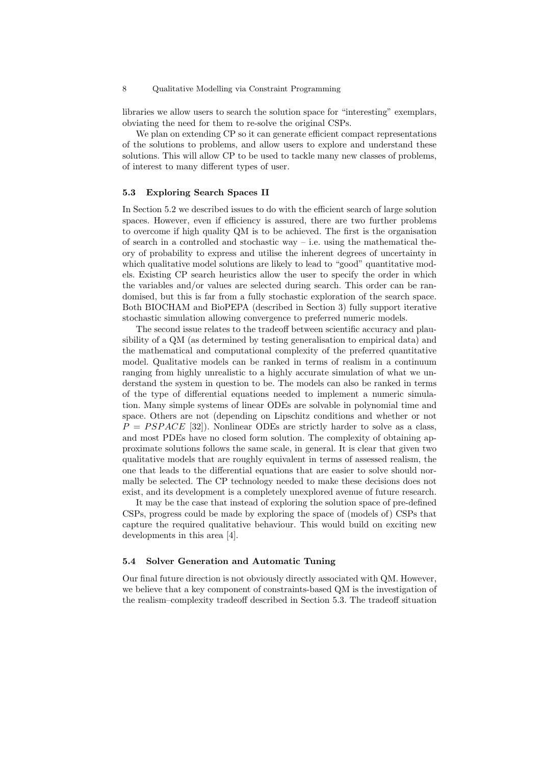libraries we allow users to search the solution space for "interesting" exemplars, obviating the need for them to re-solve the original CSPs.

We plan on extending CP so it can generate efficient compact representations of the solutions to problems, and allow users to explore and understand these solutions. This will allow CP to be used to tackle many new classes of problems, of interest to many different types of user.

### 5.3 Exploring Search Spaces II

In Section 5.2 we described issues to do with the efficient search of large solution spaces. However, even if efficiency is assured, there are two further problems to overcome if high quality QM is to be achieved. The first is the organisation of search in a controlled and stochastic way – i.e. using the mathematical theory of probability to express and utilise the inherent degrees of uncertainty in which qualitative model solutions are likely to lead to "good" quantitative models. Existing CP search heuristics allow the user to specify the order in which the variables and/or values are selected during search. This order can be randomised, but this is far from a fully stochastic exploration of the search space. Both BIOCHAM and BioPEPA (described in Section 3) fully support iterative stochastic simulation allowing convergence to preferred numeric models.

The second issue relates to the tradeoff between scientific accuracy and plausibility of a QM (as determined by testing generalisation to empirical data) and the mathematical and computational complexity of the preferred quantitative model. Qualitative models can be ranked in terms of realism in a continuum ranging from highly unrealistic to a highly accurate simulation of what we understand the system in question to be. The models can also be ranked in terms of the type of differential equations needed to implement a numeric simulation. Many simple systems of linear ODEs are solvable in polynomial time and space. Others are not (depending on Lipschitz conditions and whether or not $P = PSPACE$ [32]). Nonlinear ODEs are strictly harder to solve as a class, and most PDEs have no closed form solution. The complexity of obtaining approximate solutions follows the same scale, in general. It is clear that given two qualitative models that are roughly equivalent in terms of assessed realism, the one that leads to the differential equations that are easier to solve should normally be selected. The CP technology needed to make these decisions does not exist, and its development is a completely unexplored avenue of future research.

It may be the case that instead of exploring the solution space of pre-defined CSPs, progress could be made by exploring the space of (models of) CSPs that capture the required qualitative behaviour. This would build on exciting new developments in this area [4].

### 5.4 Solver Generation and Automatic Tuning

Our final future direction is not obviously directly associated with QM. However, we believe that a key component of constraints-based QM is the investigation of the realism–complexity tradeoff described in Section 5.3. The tradeoff situation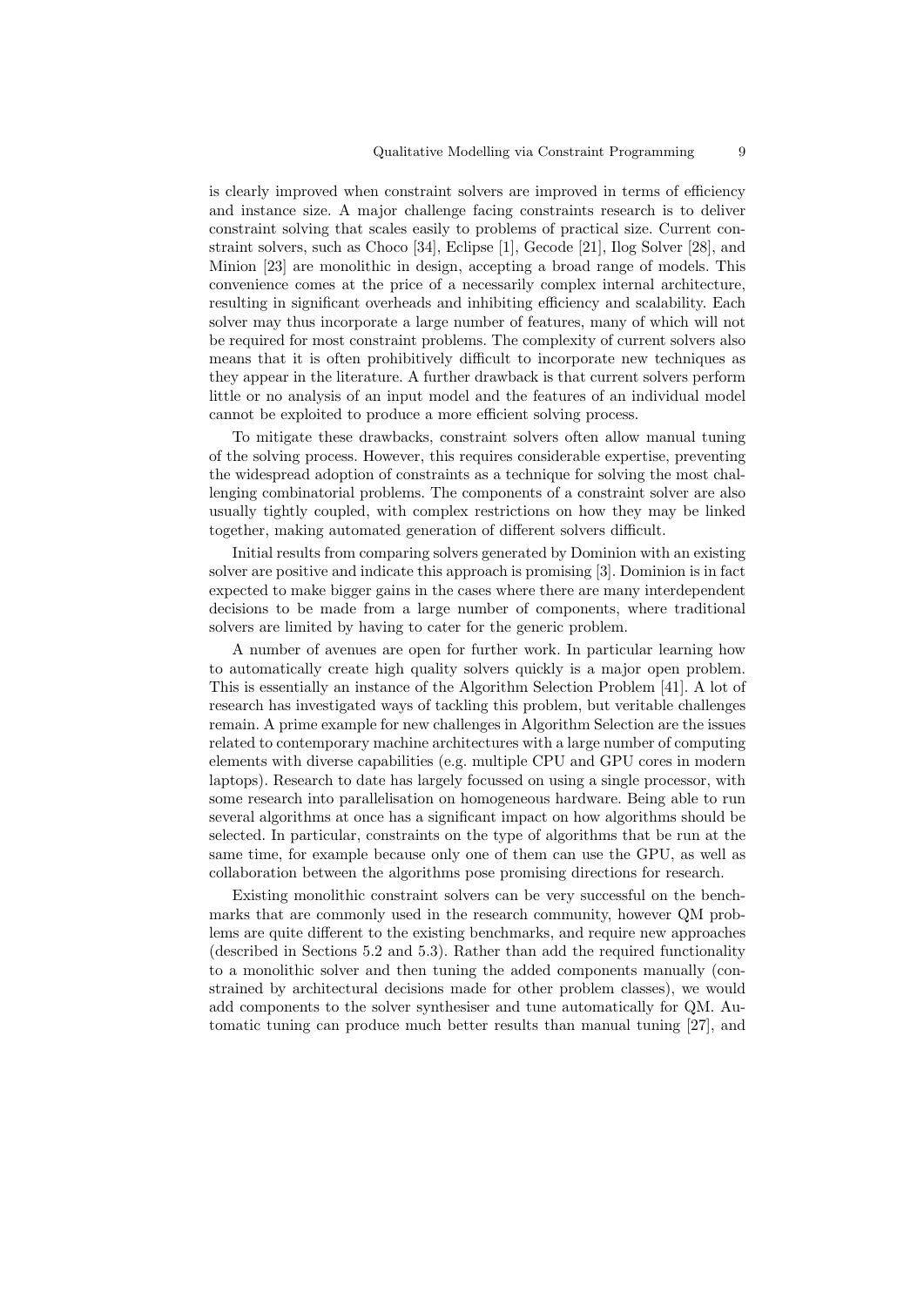is clearly improved when constraint solvers are improved in terms of efficiency and instance size. A major challenge facing constraints research is to deliver constraint solving that scales easily to problems of practical size. Current constraint solvers, such as Choco [34], Eclipse [1], Gecode [21], Ilog Solver [28], and Minion [23] are monolithic in design, accepting a broad range of models. This convenience comes at the price of a necessarily complex internal architecture, resulting in significant overheads and inhibiting efficiency and scalability. Each solver may thus incorporate a large number of features, many of which will not be required for most constraint problems. The complexity of current solvers also means that it is often prohibitively difficult to incorporate new techniques as they appear in the literature. A further drawback is that current solvers perform little or no analysis of an input model and the features of an individual model cannot be exploited to produce a more efficient solving process.

To mitigate these drawbacks, constraint solvers often allow manual tuning of the solving process. However, this requires considerable expertise, preventing the widespread adoption of constraints as a technique for solving the most challenging combinatorial problems. The components of a constraint solver are also usually tightly coupled, with complex restrictions on how they may be linked together, making automated generation of different solvers difficult.

Initial results from comparing solvers generated by Dominion with an existing solver are positive and indicate this approach is promising [3]. Dominion is in fact expected to make bigger gains in the cases where there are many interdependent decisions to be made from a large number of components, where traditional solvers are limited by having to cater for the generic problem.

A number of avenues are open for further work. In particular learning how to automatically create high quality solvers quickly is a major open problem. This is essentially an instance of the Algorithm Selection Problem [41]. A lot of research has investigated ways of tackling this problem, but veritable challenges remain. A prime example for new challenges in Algorithm Selection are the issues related to contemporary machine architectures with a large number of computing elements with diverse capabilities (e.g. multiple CPU and GPU cores in modern laptops). Research to date has largely focussed on using a single processor, with some research into parallelisation on homogeneous hardware. Being able to run several algorithms at once has a significant impact on how algorithms should be selected. In particular, constraints on the type of algorithms that be run at the same time, for example because only one of them can use the GPU, as well as collaboration between the algorithms pose promising directions for research.

Existing monolithic constraint solvers can be very successful on the benchmarks that are commonly used in the research community, however QM problems are quite different to the existing benchmarks, and require new approaches (described in Sections 5.2 and 5.3). Rather than add the required functionality to a monolithic solver and then tuning the added components manually (constrained by architectural decisions made for other problem classes), we would add components to the solver synthesiser and tune automatically for QM. Automatic tuning can produce much better results than manual tuning [27], and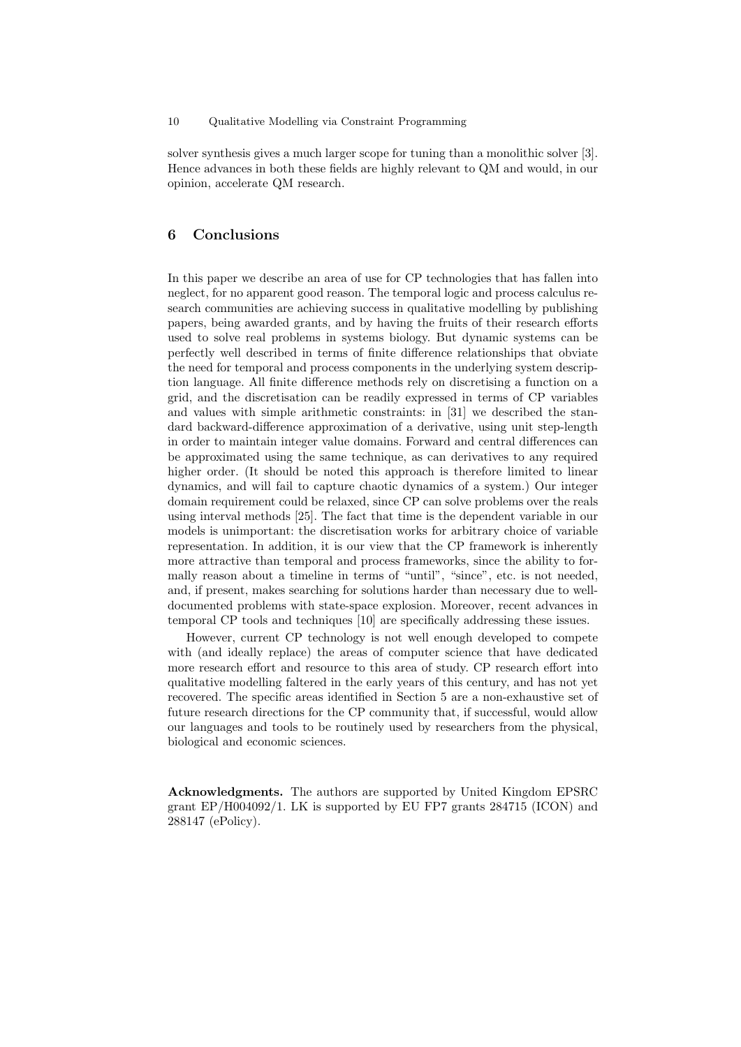solver synthesis gives a much larger scope for tuning than a monolithic solver [3]. Hence advances in both these fields are highly relevant to QM and would, in our opinion, accelerate QM research.

## 6 Conclusions

In this paper we describe an area of use for CP technologies that has fallen into neglect, for no apparent good reason. The temporal logic and process calculus research communities are achieving success in qualitative modelling by publishing papers, being awarded grants, and by having the fruits of their research efforts used to solve real problems in systems biology. But dynamic systems can be perfectly well described in terms of finite difference relationships that obviate the need for temporal and process components in the underlying system description language. All finite difference methods rely on discretising a function on a grid, and the discretisation can be readily expressed in terms of CP variables and values with simple arithmetic constraints: in [31] we described the standard backward-difference approximation of a derivative, using unit step-length in order to maintain integer value domains. Forward and central differences can be approximated using the same technique, as can derivatives to any required higher order. (It should be noted this approach is therefore limited to linear dynamics, and will fail to capture chaotic dynamics of a system.) Our integer domain requirement could be relaxed, since CP can solve problems over the reals using interval methods [25]. The fact that time is the dependent variable in our models is unimportant: the discretisation works for arbitrary choice of variable representation. In addition, it is our view that the CP framework is inherently more attractive than temporal and process frameworks, since the ability to formally reason about a timeline in terms of "until", "since", etc. is not needed, and, if present, makes searching for solutions harder than necessary due to well-documented problems with state-space explosion. Moreover, recent advances in temporal CP tools and techniques [10] are specifically addressing these issues.

However, current CP technology is not well enough developed to compete with (and ideally replace) the areas of computer science that have dedicated more research effort and resource to this area of study. CP research effort into qualitative modelling faltered in the early years of this century, and has not yet recovered. The specific areas identified in Section 5 are a non-exhaustive set of future research directions for the CP community that, if successful, would allow our languages and tools to be routinely used by researchers from the physical, biological and economic sciences.

**Acknowledgments.** The authors are supported by United Kingdom EPSRC grant EP/H004092/1. LK is supported by EU FP7 grants 284715 (ICON) and 288147 (ePolicy).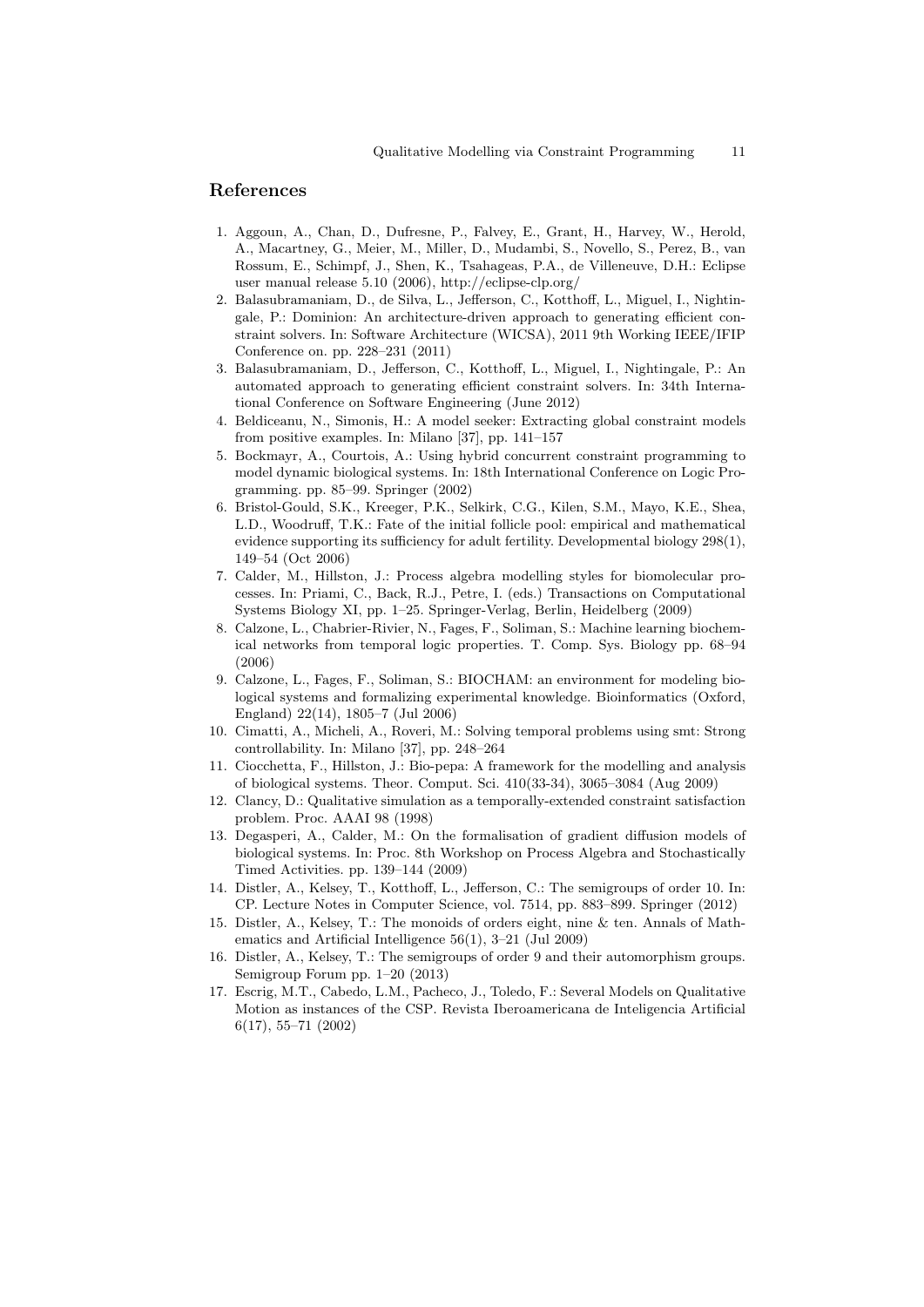## References

1. Aggoun, A., Chan, D., Dufresne, P., Falvey, E., Grant, H., Harvey, W., Herold, A., Macartney, G., Meier, M., Miller, D., Mudambi, S., Novello, S., Perez, B., van Rossum, E., Schimpf, J., Shen, K., Tsahageas, P.A., de Villeneuve, D.H.: Eclipse user manual release 5.10 (2006), http://eclipse-clp.org/
2. Balasubramaniam, D., de Silva, L., Jefferson, C., Kotthoff, L., Miguel, I., Nightingale, P.: Dominion: An architecture-driven approach to generating efficient constraint solvers. In: Software Architecture (WICSA), 2011 9th Working IEEE/IFIP Conference on. pp. 228–231 (2011)
3. Balasubramaniam, D., Jefferson, C., Kotthoff, L., Miguel, I., Nightingale, P.: An automated approach to generating efficient constraint solvers. In: 34th International Conference on Software Engineering (June 2012)
4. Beldiceanu, N., Simonis, H.: A model seeker: Extracting global constraint models from positive examples. In: Milano [37], pp. 141–157
5. Bockmayr, A., Courtois, A.: Using hybrid concurrent constraint programming to model dynamic biological systems. In: 18th International Conference on Logic Programming. pp. 85–99. Springer (2002)
6. Bristol-Gould, S.K., Kreeger, P.K., Selkirk, C.G., Kilen, S.M., Mayo, K.E., Shea, L.D., Woodruff, T.K.: Fate of the initial follicle pool: empirical and mathematical evidence supporting its sufficiency for adult fertility. Developmental biology 298(1), 149–54 (Oct 2006)
7. Calder, M., Hillston, J.: Process algebra modelling styles for biomolecular processes. In: Priami, C., Back, R.J., Petre, I. (eds.) Transactions on Computational Systems Biology XI, pp. 1–25. Springer-Verlag, Berlin, Heidelberg (2009)
8. Calzone, L., Chabrier-Rivier, N., Fages, F., Soliman, S.: Machine learning biochemical networks from temporal logic properties. T. Comp. Sys. Biology pp. 68–94 (2006)
9. Calzone, L., Fages, F., Soliman, S.: BIOCHAM: an environment for modeling biological systems and formalizing experimental knowledge. Bioinformatics (Oxford, England) 22(14), 1805–7 (Jul 2006)
10. Cimatti, A., Micheli, A., Roveri, M.: Solving temporal problems using smt: Strong controllability. In: Milano [37], pp. 248–264
11. Ciocchetta, F., Hillston, J.: Bio-pepa: A framework for the modelling and analysis of biological systems. Theor. Comput. Sci. 410(33-34), 3065–3084 (Aug 2009)
12. Clancy, D.: Qualitative simulation as a temporally-extended constraint satisfaction problem. Proc. AAAI 98 (1998)
13. Degasperi, A., Calder, M.: On the formalisation of gradient diffusion models of biological systems. In: Proc. 8th Workshop on Process Algebra and Stochastically Timed Activities. pp. 139–144 (2009)
14. Distler, A., Kelsey, T., Kotthoff, L., Jefferson, C.: The semigroups of order 10. In: CP. Lecture Notes in Computer Science, vol. 7514, pp. 883–899. Springer (2012)
15. Distler, A., Kelsey, T.: The monoids of orders eight, nine & ten. Annals of Mathematics and Artificial Intelligence 56(1), 3–21 (Jul 2009)
16. Distler, A., Kelsey, T.: The semigroups of order 9 and their automorphism groups. Semigroup Forum pp. 1–20 (2013)
17. Escrig, M.T., Cabedo, L.M., Pacheco, J., Toledo, F.: Several Models on Qualitative Motion as instances of the CSP. Revista Iberoamericana de Inteligencia Artificial 6(17), 55–71 (2002)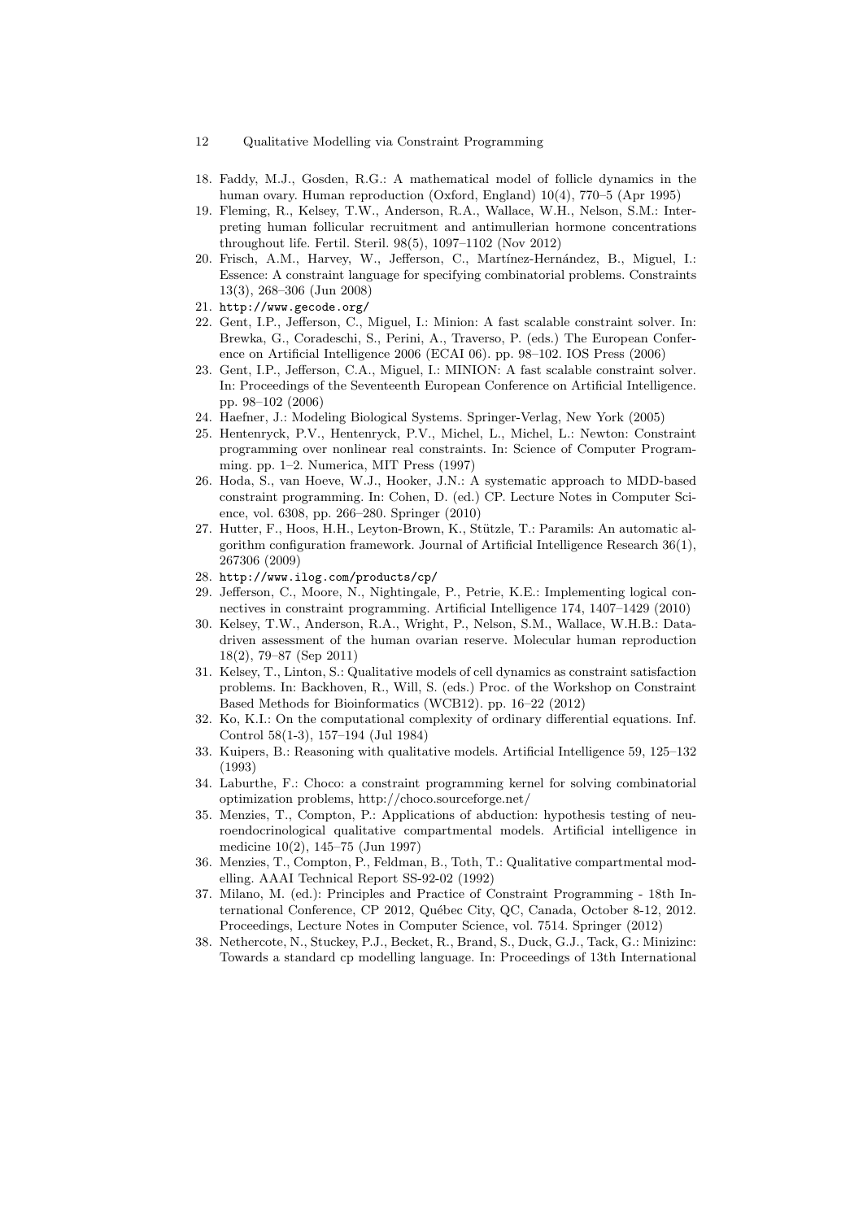18. Faddy, M.J., Gosden, R.G.: A mathematical model of follicle dynamics in the human ovary. Human reproduction (Oxford, England) 10(4), 770–5 (Apr 1995)
19. Fleming, R., Kelsey, T.W., Anderson, R.A., Wallace, W.H., Nelson, S.M.: Interpreting human follicular recruitment and antimullerian hormone concentrations throughout life. Fertil. Steril. 98(5), 1097–1102 (Nov 2012)
20. Frisch, A.M., Harvey, W., Jefferson, C., Martínez-Hernández, B., Miguel, I.: Essence: A constraint language for specifying combinatorial problems. Constraints 13(3), 268–306 (Jun 2008)
21. `http://www.gecode.org/`
22. Gent, I.P., Jefferson, C., Miguel, I.: Minion: A fast scalable constraint solver. In: Brewka, G., Coradeschi, S., Perini, A., Traverso, P. (eds.) The European Conference on Artificial Intelligence 2006 (ECAI 06). pp. 98–102. IOS Press (2006)
23. Gent, I.P., Jefferson, C.A., Miguel, I.: MINION: A fast scalable constraint solver. In: Proceedings of the Seventeenth European Conference on Artificial Intelligence. pp. 98–102 (2006)
24. Haefner, J.: Modeling Biological Systems. Springer-Verlag, New York (2005)
25. Hentenryck, P.V., Hentenryck, P.V., Michel, L., Michel, L.: Newton: Constraint programming over nonlinear real constraints. In: Science of Computer Programming. pp. 1–2. Numerica, MIT Press (1997)
26. Hoda, S., van Hoeve, W.J., Hooker, J.N.: A systematic approach to MDD-based constraint programming. In: Cohen, D. (ed.) CP. Lecture Notes in Computer Science, vol. 6308, pp. 266–280. Springer (2010)
27. Hutter, F., Hoos, H.H., Leyton-Brown, K., Stützle, T.: Paramils: An automatic algorithm configuration framework. Journal of Artificial Intelligence Research 36(1), 267306 (2009)
28. `http://www.ilog.com/products/cp/`
29. Jefferson, C., Moore, N., Nightingale, P., Petrie, K.E.: Implementing logical connectives in constraint programming. Artificial Intelligence 174, 1407–1429 (2010)
30. Kelsey, T.W., Anderson, R.A., Wright, P., Nelson, S.M., Wallace, W.H.B.: Data-driven assessment of the human ovarian reserve. Molecular human reproduction 18(2), 79–87 (Sep 2011)
31. Kelsey, T., Linton, S.: Qualitative models of cell dynamics as constraint satisfaction problems. In: Backhoven, R., Will, S. (eds.) Proc. of the Workshop on Constraint Based Methods for Bioinformatics (WCB12). pp. 16–22 (2012)
32. Ko, K.I.: On the computational complexity of ordinary differential equations. Inf. Control 58(1-3), 157–194 (Jul 1984)
33. Kuipers, B.: Reasoning with qualitative models. Artificial Intelligence 59, 125–132 (1993)
34. Laburthe, F.: Choco: a constraint programming kernel for solving combinatorial optimization problems, http://choco.sourceforge.net/
35. Menzies, T., Compton, P.: Applications of abduction: hypothesis testing of neuroendocrinological qualitative compartmental models. Artificial intelligence in medicine 10(2), 145–75 (Jun 1997)
36. Menzies, T., Compton, P., Feldman, B., Toth, T.: Qualitative compartmental modelling. AAAI Technical Report SS-92-02 (1992)
37. Milano, M. (ed.): Principles and Practice of Constraint Programming - 18th International Conference, CP 2012, Québec City, QC, Canada, October 8-12, 2012. Proceedings, Lecture Notes in Computer Science, vol. 7514. Springer (2012)
38. Nethercote, N., Stuckey, P.J., Becket, R., Brand, S., Duck, G.J., Tack, G.: Minizinc: Towards a standard cp modelling language. In: Proceedings of 13th International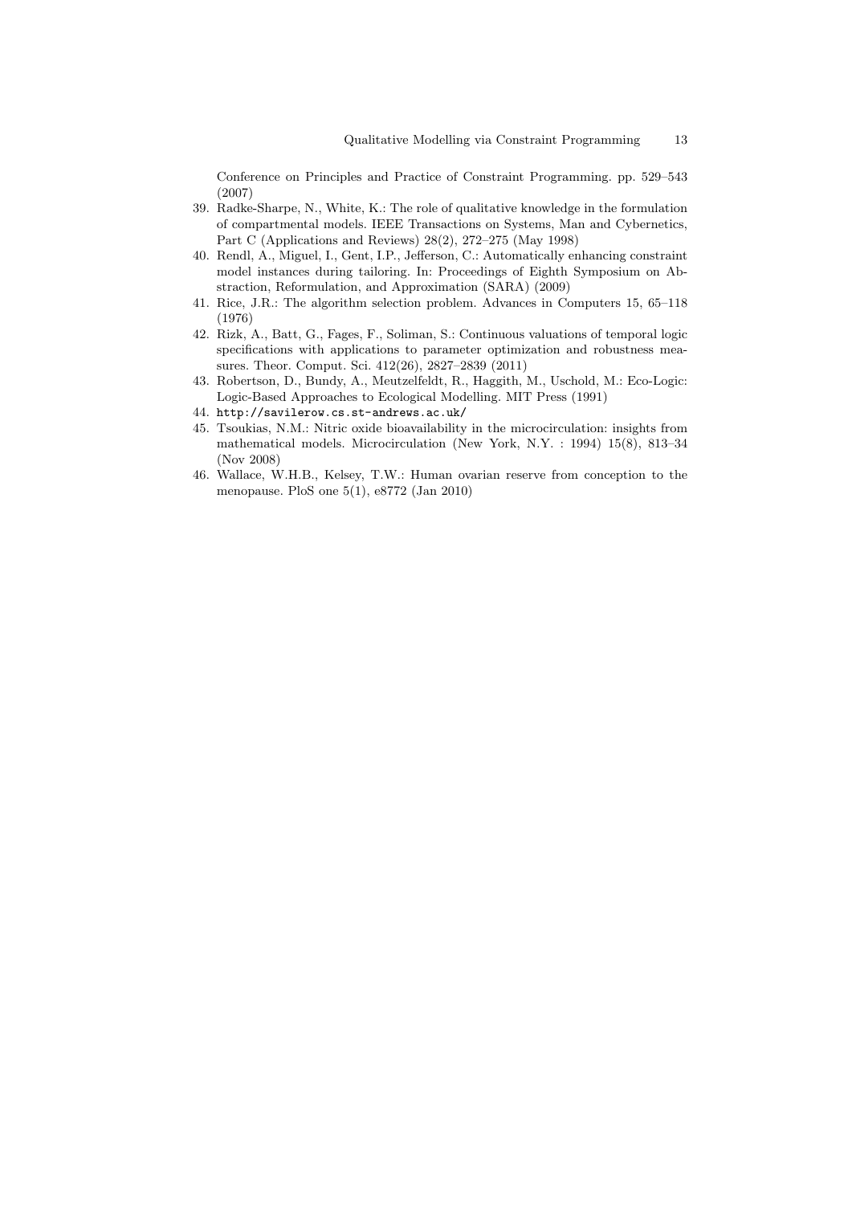Conference on Principles and Practice of Constraint Programming. pp. 529–543 (2007)

39. Radke-Sharpe, N., White, K.: The role of qualitative knowledge in the formulation of compartmental models. IEEE Transactions on Systems, Man and Cybernetics, Part C (Applications and Reviews) 28(2), 272–275 (May 1998)
40. Rendl, A., Miguel, I., Gent, I.P., Jefferson, C.: Automatically enhancing constraint model instances during tailoring. In: Proceedings of Eighth Symposium on Abstraction, Reformulation, and Approximation (SARA) (2009)
41. Rice, J.R.: The algorithm selection problem. Advances in Computers 15, 65–118 (1976)
42. Rizk, A., Batt, G., Fages, F., Soliman, S.: Continuous valuations of temporal logic specifications with applications to parameter optimization and robustness measures. Theor. Comput. Sci. 412(26), 2827–2839 (2011)
43. Robertson, D., Bundy, A., Meutzelfeldt, R., Haggith, M., Uschold, M.: Eco-Logic: Logic-Based Approaches to Ecological Modelling. MIT Press (1991)
44. http://savilerow.cs.st-andrews.ac.uk/
45. Tsoukias, N.M.: Nitric oxide bioavailability in the microcirculation: insights from mathematical models. Microcirculation (New York, N.Y. : 1994) 15(8), 813–34 (Nov 2008)
46. Wallace, W.H.B., Kelsey, T.W.: Human ovarian reserve from conception to the menopause. PloS one 5(1), e8772 (Jan 2010)